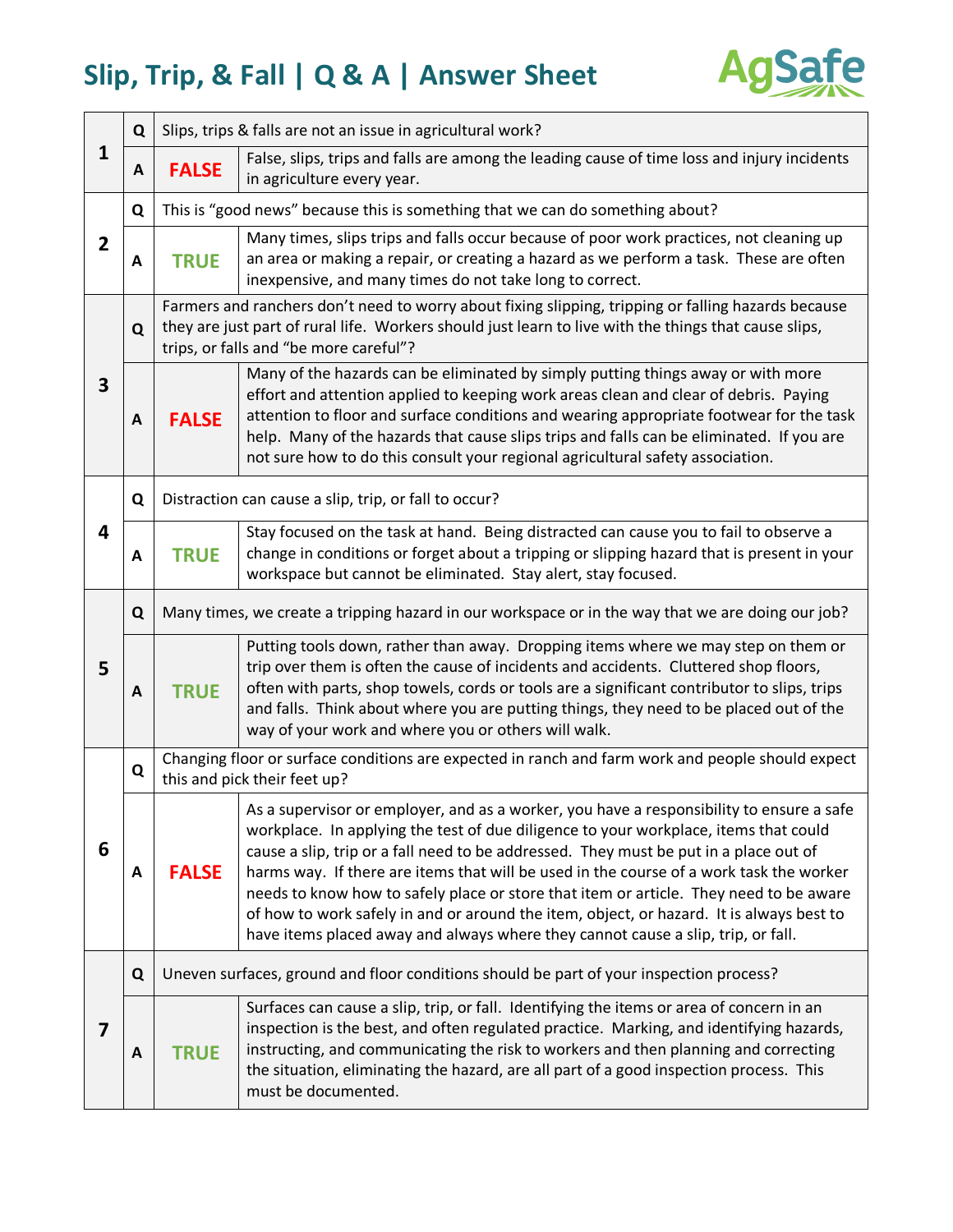# Slip, Trip, & Fall | Q & A | Answer Sheet

AgSafe

| # | | | |
|---|---|---|---|
| 1 | Q | Slips, trips & falls are not an issue in agricultural work? | |
| | A | **FALSE** | False, slips, trips and falls are among the leading cause of time loss and injury incidents in agriculture every year. |
| 2 | Q | This is "good news" because this is something that we can do something about? | |
| | A | **TRUE** | Many times, slips trips and falls occur because of poor work practices, not cleaning up an area or making a repair, or creating a hazard as we perform a task. These are often inexpensive, and many times do not take long to correct. |
| 3 | Q | Farmers and ranchers don't need to worry about fixing slipping, tripping or falling hazards because they are just part of rural life. Workers should just learn to live with the things that cause slips, trips, or falls and "be more careful"? | |
| | A | **FALSE** | Many of the hazards can be eliminated by simply putting things away or with more effort and attention applied to keeping work areas clean and clear of debris. Paying attention to floor and surface conditions and wearing appropriate footwear for the task help. Many of the hazards that cause slips trips and falls can be eliminated. If you are not sure how to do this consult your regional agricultural safety association. |
| 4 | Q | Distraction can cause a slip, trip, or fall to occur? | |
| | A | **TRUE** | Stay focused on the task at hand. Being distracted can cause you to fail to observe a change in conditions or forget about a tripping or slipping hazard that is present in your workspace but cannot be eliminated. Stay alert, stay focused. |
| 5 | Q | Many times, we create a tripping hazard in our workspace or in the way that we are doing our job? | |
| | A | **TRUE** | Putting tools down, rather than away. Dropping items where we may step on them or trip over them is often the cause of incidents and accidents. Cluttered shop floors, often with parts, shop towels, cords or tools are a significant contributor to slips, trips and falls. Think about where you are putting things, they need to be placed out of the way of your work and where you or others will walk. |
| 6 | Q | Changing floor or surface conditions are expected in ranch and farm work and people should expect this and pick their feet up? | |
| | A | **FALSE** | As a supervisor or employer, and as a worker, you have a responsibility to ensure a safe workplace. In applying the test of due diligence to your workplace, items that could cause a slip, trip or a fall need to be addressed. They must be put in a place out of harms way. If there are items that will be used in the course of a work task the worker needs to know how to safely place or store that item or article. They need to be aware of how to work safely in and or around the item, object, or hazard. It is always best to have items placed away and always where they cannot cause a slip, trip, or fall. |
| 7 | Q | Uneven surfaces, ground and floor conditions should be part of your inspection process? | |
| | A | **TRUE** | Surfaces can cause a slip, trip, or fall. Identifying the items or area of concern in an inspection is the best, and often regulated practice. Marking, and identifying hazards, instructing, and communicating the risk to workers and then planning and correcting the situation, eliminating the hazard, are all part of a good inspection process. This must be documented. |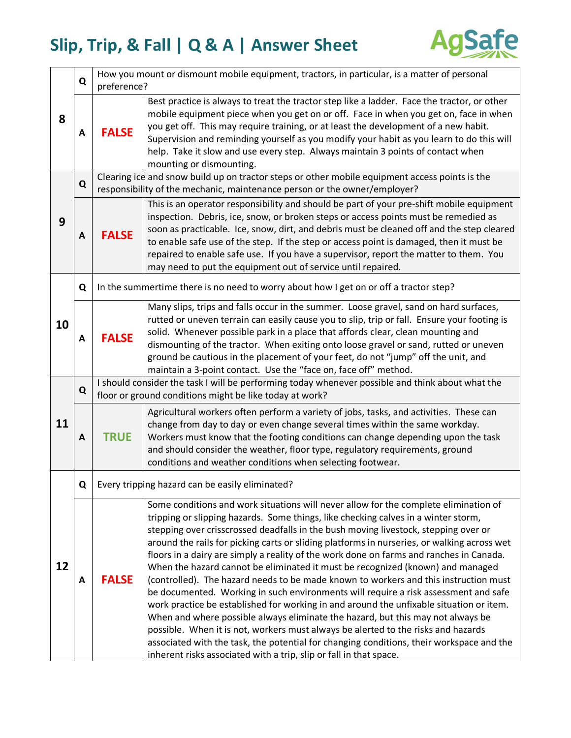# Slip, Trip, & Fall | Q & A | Answer Sheet

AgSafe

| # | | | |
|---|---|---|---|
| 8 | Q | How you mount or dismount mobile equipment, tractors, in particular, is a matter of personal preference? | |
| | A | **FALSE** | Best practice is always to treat the tractor step like a ladder. Face the tractor, or other mobile equipment piece when you get on or off. Face in when you get on, face in when you get off. This may require training, or at least the development of a new habit. Supervision and reminding yourself as you modify your habit as you learn to do this will help. Take it slow and use every step. Always maintain 3 points of contact when mounting or dismounting. |
| 9 | Q | Clearing ice and snow build up on tractor steps or other mobile equipment access points is the responsibility of the mechanic, maintenance person or the owner/employer? | |
| | A | **FALSE** | This is an operator responsibility and should be part of your pre-shift mobile equipment inspection. Debris, ice, snow, or broken steps or access points must be remedied as soon as practicable. Ice, snow, dirt, and debris must be cleaned off and the step cleared to enable safe use of the step. If the step or access point is damaged, then it must be repaired to enable safe use. If you have a supervisor, report the matter to them. You may need to put the equipment out of service until repaired. |
| 10 | Q | In the summertime there is no need to worry about how I get on or off a tractor step? | |
| | A | **FALSE** | Many slips, trips and falls occur in the summer. Loose gravel, sand on hard surfaces, rutted or uneven terrain can easily cause you to slip, trip or fall. Ensure your footing is solid. Whenever possible park in a place that affords clear, clean mounting and dismounting of the tractor. When exiting onto loose gravel or sand, rutted or uneven ground be cautious in the placement of your feet, do not "jump" off the unit, and maintain a 3-point contact. Use the "face on, face off" method. |
| 11 | Q | I should consider the task I will be performing today whenever possible and think about what the floor or ground conditions might be like today at work? | |
| | A | **TRUE** | Agricultural workers often perform a variety of jobs, tasks, and activities. These can change from day to day or even change several times within the same workday. Workers must know that the footing conditions can change depending upon the task and should consider the weather, floor type, regulatory requirements, ground conditions and weather conditions when selecting footwear. |
| 12 | Q | Every tripping hazard can be easily eliminated? | |
| | A | **FALSE** | Some conditions and work situations will never allow for the complete elimination of tripping or slipping hazards. Some things, like checking calves in a winter storm, stepping over crisscrossed deadfalls in the bush moving livestock, stepping over or around the rails for picking carts or sliding platforms in nurseries, or walking across wet floors in a dairy are simply a reality of the work done on farms and ranches in Canada. When the hazard cannot be eliminated it must be recognized (known) and managed (controlled). The hazard needs to be made known to workers and this instruction must be documented. Working in such environments will require a risk assessment and safe work practice be established for working in and around the unfixable situation or item. When and where possible always eliminate the hazard, but this may not always be possible. When it is not, workers must always be alerted to the risks and hazards associated with the task, the potential for changing conditions, their workspace and the inherent risks associated with a trip, slip or fall in that space. |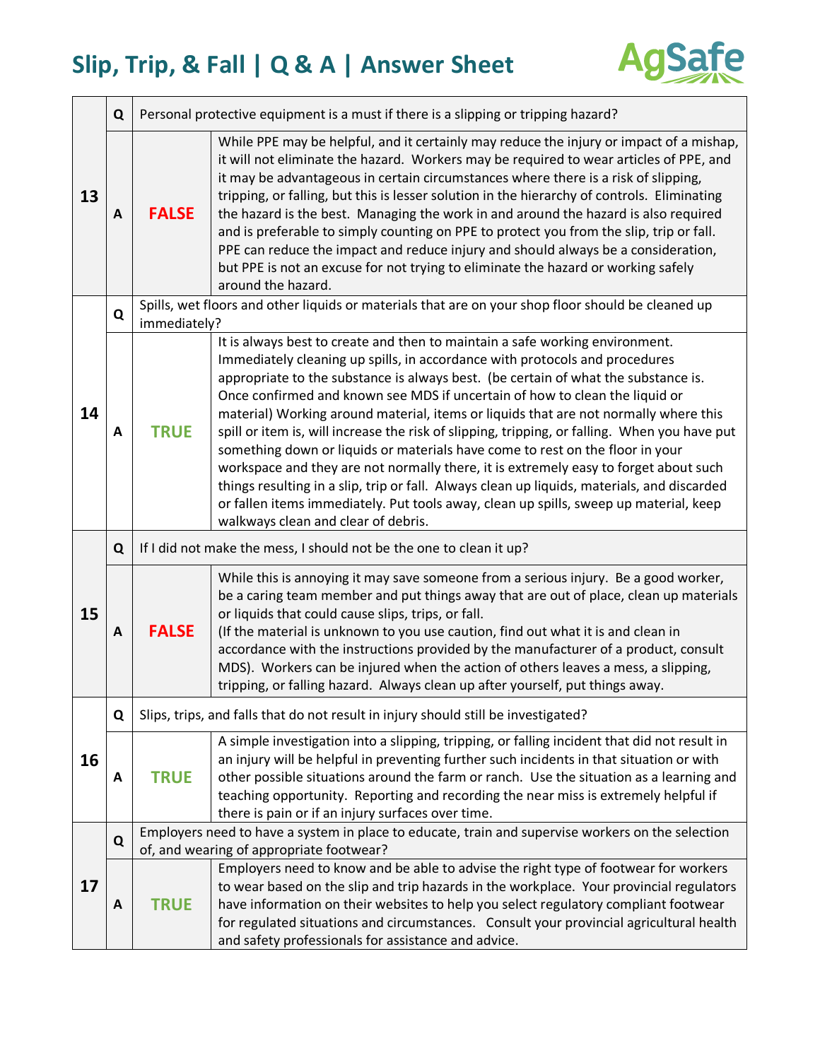# Slip, Trip, & Fall | Q & A | Answer Sheet

| # | | | |
|---|---|---|---|
| 13 | Q | Personal protective equipment is a must if there is a slipping or tripping hazard? | |
| | A | **FALSE** | While PPE may be helpful, and it certainly may reduce the injury or impact of a mishap, it will not eliminate the hazard. Workers may be required to wear articles of PPE, and it may be advantageous in certain circumstances where there is a risk of slipping, tripping, or falling, but this is lesser solution in the hierarchy of controls. Eliminating the hazard is the best. Managing the work in and around the hazard is also required and is preferable to simply counting on PPE to protect you from the slip, trip or fall. PPE can reduce the impact and reduce injury and should always be a consideration, but PPE is not an excuse for not trying to eliminate the hazard or working safely around the hazard. |
| 14 | Q | Spills, wet floors and other liquids or materials that are on your shop floor should be cleaned up immediately? | |
| | A | **TRUE** | It is always best to create and then to maintain a safe working environment. Immediately cleaning up spills, in accordance with protocols and procedures appropriate to the substance is always best. (be certain of what the substance is. Once confirmed and known see MDS if uncertain of how to clean the liquid or material) Working around material, items or liquids that are not normally where this spill or item is, will increase the risk of slipping, tripping, or falling. When you have put something down or liquids or materials have come to rest on the floor in your workspace and they are not normally there, it is extremely easy to forget about such things resulting in a slip, trip or fall. Always clean up liquids, materials, and discarded or fallen items immediately. Put tools away, clean up spills, sweep up material, keep walkways clean and clear of debris. |
| 15 | Q | If I did not make the mess, I should not be the one to clean it up? | |
| | A | **FALSE** | While this is annoying it may save someone from a serious injury. Be a good worker, be a caring team member and put things away that are out of place, clean up materials or liquids that could cause slips, trips, or fall. (If the material is unknown to you use caution, find out what it is and clean in accordance with the instructions provided by the manufacturer of a product, consult MDS). Workers can be injured when the action of others leaves a mess, a slipping, tripping, or falling hazard. Always clean up after yourself, put things away. |
| 16 | Q | Slips, trips, and falls that do not result in injury should still be investigated? | |
| | A | **TRUE** | A simple investigation into a slipping, tripping, or falling incident that did not result in an injury will be helpful in preventing further such incidents in that situation or with other possible situations around the farm or ranch. Use the situation as a learning and teaching opportunity. Reporting and recording the near miss is extremely helpful if there is pain or if an injury surfaces over time. |
| 17 | Q | Employers need to have a system in place to educate, train and supervise workers on the selection of, and wearing of appropriate footwear? | |
| | A | **TRUE** | Employers need to know and be able to advise the right type of footwear for workers to wear based on the slip and trip hazards in the workplace. Your provincial regulators have information on their websites to help you select regulatory compliant footwear for regulated situations and circumstances. Consult your provincial agricultural health and safety professionals for assistance and advice. |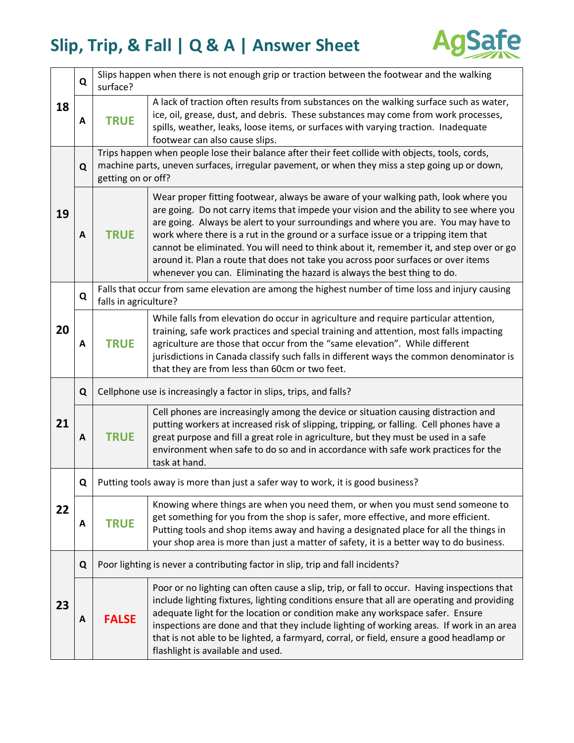# Slip, Trip, & Fall | Q & A | Answer Sheet

AgSafe

| # | | | |
|---|---|---|---|
| 18 | Q | Slips happen when there is not enough grip or traction between the footwear and the walking surface? | |
| | A | **TRUE** | A lack of traction often results from substances on the walking surface such as water, ice, oil, grease, dust, and debris. These substances may come from work processes, spills, weather, leaks, loose items, or surfaces with varying traction. Inadequate footwear can also cause slips. |
| 19 | Q | Trips happen when people lose their balance after their feet collide with objects, tools, cords, machine parts, uneven surfaces, irregular pavement, or when they miss a step going up or down, getting on or off? | |
| | A | **TRUE** | Wear proper fitting footwear, always be aware of your walking path, look where you are going. Do not carry items that impede your vision and the ability to see where you are going. Always be alert to your surroundings and where you are. You may have to work where there is a rut in the ground or a surface issue or a tripping item that cannot be eliminated. You will need to think about it, remember it, and step over or go around it. Plan a route that does not take you across poor surfaces or over items whenever you can. Eliminating the hazard is always the best thing to do. |
| 20 | Q | Falls that occur from same elevation are among the highest number of time loss and injury causing falls in agriculture? | |
| | A | **TRUE** | While falls from elevation do occur in agriculture and require particular attention, training, safe work practices and special training and attention, most falls impacting agriculture are those that occur from the "same elevation". While different jurisdictions in Canada classify such falls in different ways the common denominator is that they are from less than 60cm or two feet. |
| 21 | Q | Cellphone use is increasingly a factor in slips, trips, and falls? | |
| | A | **TRUE** | Cell phones are increasingly among the device or situation causing distraction and putting workers at increased risk of slipping, tripping, or falling. Cell phones have a great purpose and fill a great role in agriculture, but they must be used in a safe environment when safe to do so and in accordance with safe work practices for the task at hand. |
| 22 | Q | Putting tools away is more than just a safer way to work, it is good business? | |
| | A | **TRUE** | Knowing where things are when you need them, or when you must send someone to get something for you from the shop is safer, more effective, and more efficient. Putting tools and shop items away and having a designated place for all the things in your shop area is more than just a matter of safety, it is a better way to do business. |
| 23 | Q | Poor lighting is never a contributing factor in slip, trip and fall incidents? | |
| | A | **FALSE** | Poor or no lighting can often cause a slip, trip, or fall to occur. Having inspections that include lighting fixtures, lighting conditions ensure that all are operating and providing adequate light for the location or condition make any workspace safer. Ensure inspections are done and that they include lighting of working areas. If work in an area that is not able to be lighted, a farmyard, corral, or field, ensure a good headlamp or flashlight is available and used. |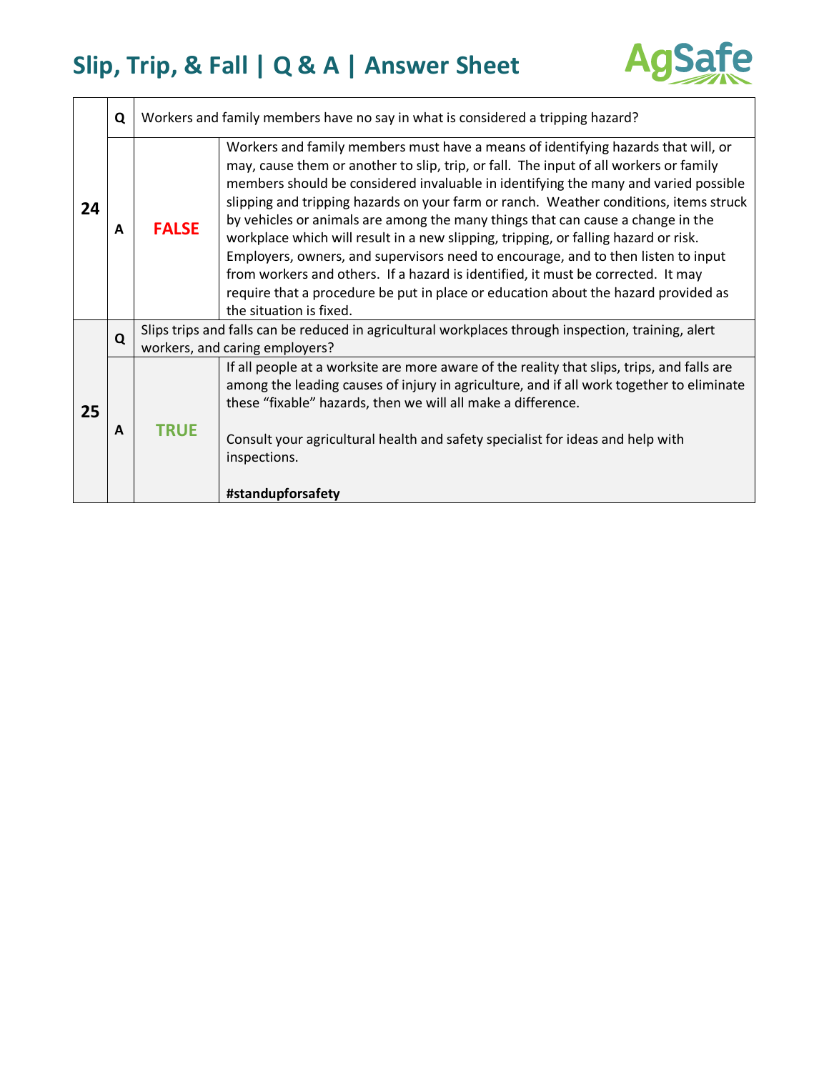# Slip, Trip, & Fall | Q & A | Answer Sheet

AgSafe

| | | | |
|---|---|---|---|
| 24 | Q | Workers and family members have no say in what is considered a tripping hazard? | |
| | A | **FALSE** | Workers and family members must have a means of identifying hazards that will, or may, cause them or another to slip, trip, or fall. The input of all workers or family members should be considered invaluable in identifying the many and varied possible slipping and tripping hazards on your farm or ranch. Weather conditions, items struck by vehicles or animals are among the many things that can cause a change in the workplace which will result in a new slipping, tripping, or falling hazard or risk. Employers, owners, and supervisors need to encourage, and to then listen to input from workers and others. If a hazard is identified, it must be corrected. It may require that a procedure be put in place or education about the hazard provided as the situation is fixed. |
| 25 | Q | Slips trips and falls can be reduced in agricultural workplaces through inspection, training, alert workers, and caring employers? | |
| | A | **TRUE** | If all people at a worksite are more aware of the reality that slips, trips, and falls are among the leading causes of injury in agriculture, and if all work together to eliminate these "fixable" hazards, then we will all make a difference.<br><br>Consult your agricultural health and safety specialist for ideas and help with inspections.<br><br>**#standupforsafety** |